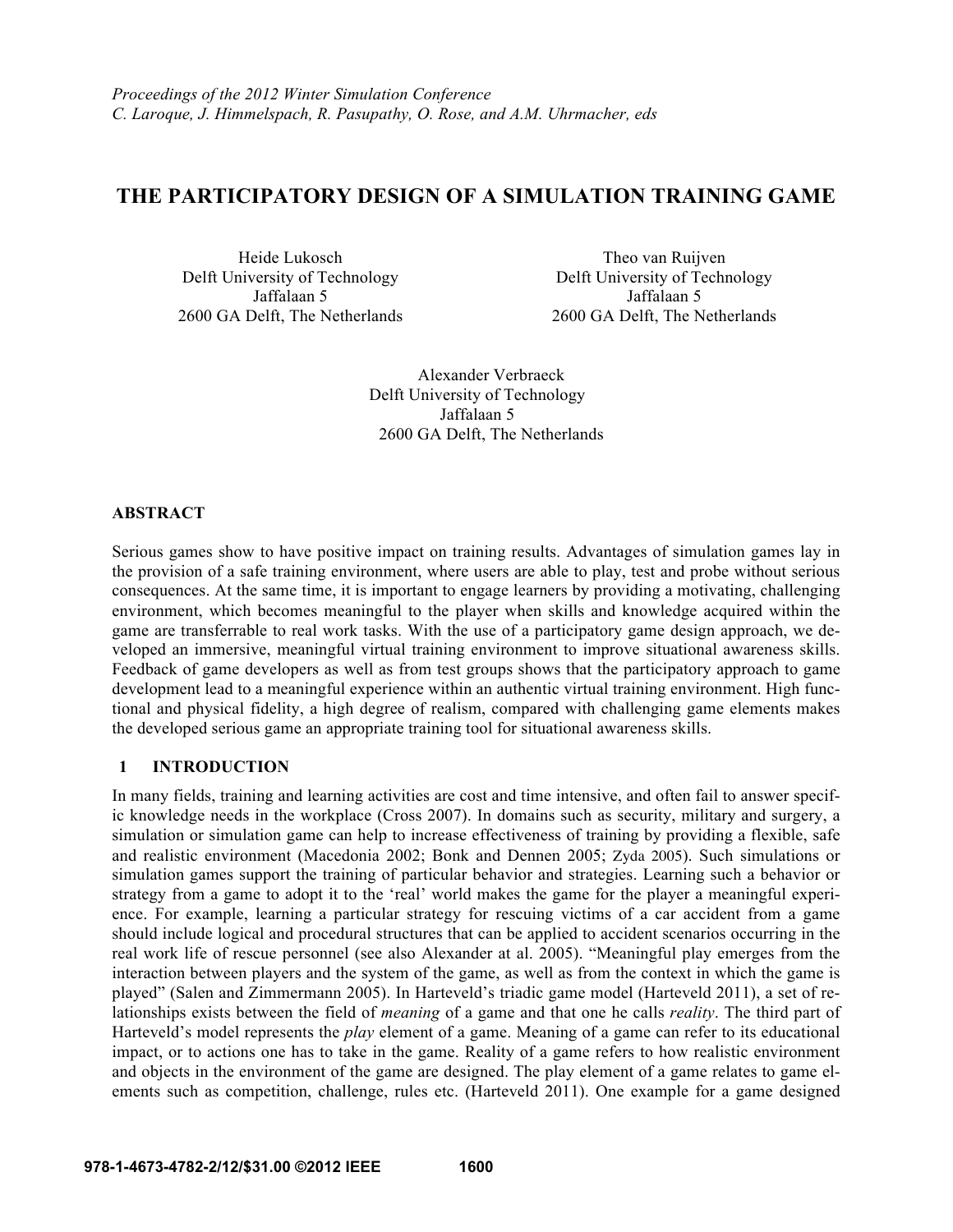*Proceedings of the 2012 Winter Simulation Conference*
*C. Laroque, J. Himmelspach, R. Pasupathy, O. Rose, and A.M. Uhrmacher, eds*

# THE PARTICIPATORY DESIGN OF A SIMULATION TRAINING GAME

Heide Lukosch
Delft University of Technology
Jaffalaan 5
2600 GA Delft, The Netherlands

Theo van Ruijven
Delft University of Technology
Jaffalaan 5
2600 GA Delft, The Netherlands

Alexander Verbraeck
Delft University of Technology
Jaffalaan 5
2600 GA Delft, The Netherlands

## ABSTRACT

Serious games show to have positive impact on training results. Advantages of simulation games lay in the provision of a safe training environment, where users are able to play, test and probe without serious consequences. At the same time, it is important to engage learners by providing a motivating, challenging environment, which becomes meaningful to the player when skills and knowledge acquired within the game are transferrable to real work tasks. With the use of a participatory game design approach, we developed an immersive, meaningful virtual training environment to improve situational awareness skills. Feedback of game developers as well as from test groups shows that the participatory approach to game development lead to a meaningful experience within an authentic virtual training environment. High functional and physical fidelity, a high degree of realism, compared with challenging game elements makes the developed serious game an appropriate training tool for situational awareness skills.

## 1 INTRODUCTION

In many fields, training and learning activities are cost and time intensive, and often fail to answer specific knowledge needs in the workplace (Cross 2007). In domains such as security, military and surgery, a simulation or simulation game can help to increase effectiveness of training by providing a flexible, safe and realistic environment (Macedonia 2002; Bonk and Dennen 2005; Zyda 2005). Such simulations or simulation games support the training of particular behavior and strategies. Learning such a behavior or strategy from a game to adopt it to the 'real' world makes the game for the player a meaningful experience. For example, learning a particular strategy for rescuing victims of a car accident from a game should include logical and procedural structures that can be applied to accident scenarios occurring in the real work life of rescue personnel (see also Alexander at al. 2005). "Meaningful play emerges from the interaction between players and the system of the game, as well as from the context in which the game is played" (Salen and Zimmermann 2005). In Harteveld's triadic game model (Harteveld 2011), a set of relationships exists between the field of *meaning* of a game and that one he calls *reality*. The third part of Harteveld's model represents the *play* element of a game. Meaning of a game can refer to its educational impact, or to actions one has to take in the game. Reality of a game refers to how realistic environment and objects in the environment of the game are designed. The play element of a game relates to game elements such as competition, challenge, rules etc. (Harteveld 2011). One example for a game designed

**978-1-4673-4782-2/12/$31.00 ©2012 IEEE**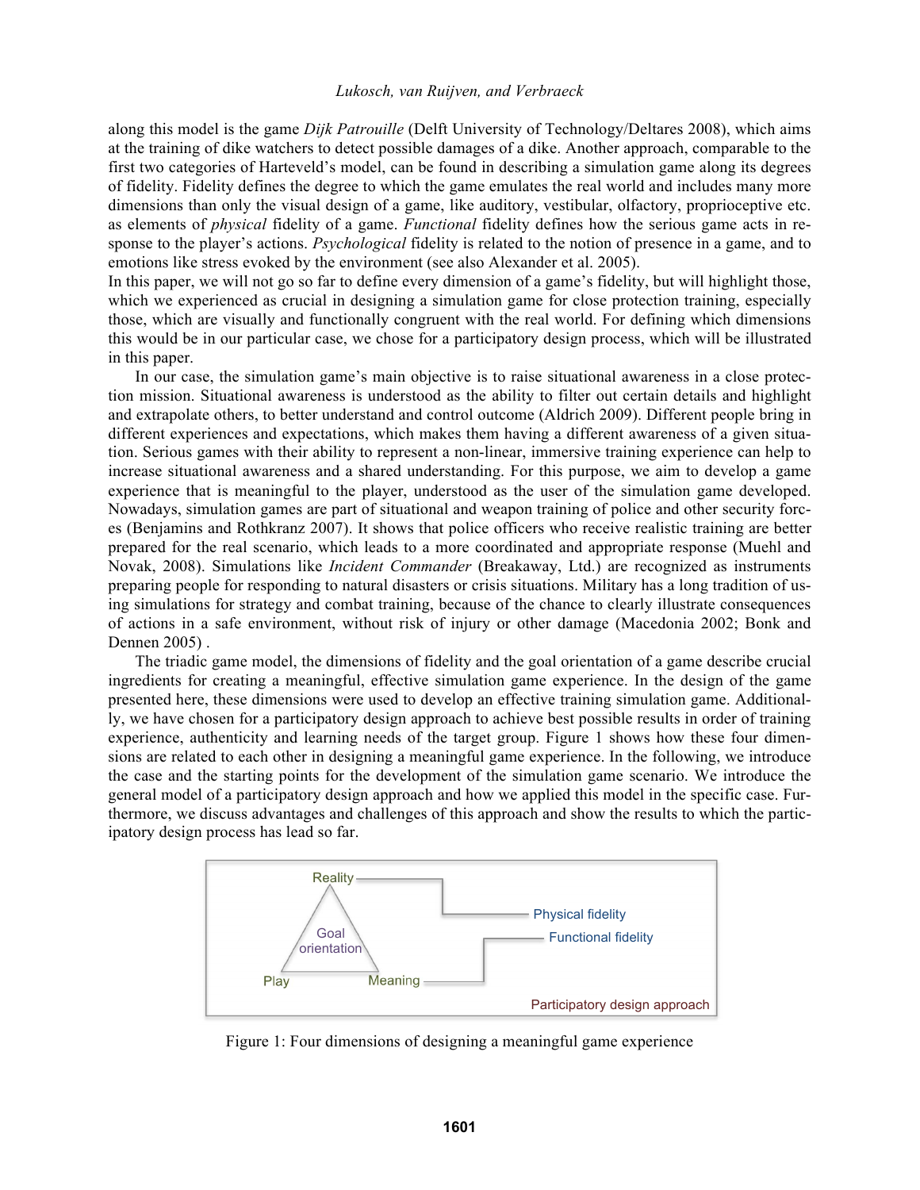along this model is the game *Dijk Patrouille* (Delft University of Technology/Deltares 2008), which aims at the training of dike watchers to detect possible damages of a dike. Another approach, comparable to the first two categories of Harteveld's model, can be found in describing a simulation game along its degrees of fidelity. Fidelity defines the degree to which the game emulates the real world and includes many more dimensions than only the visual design of a game, like auditory, vestibular, olfactory, proprioceptive etc. as elements of *physical* fidelity of a game. *Functional* fidelity defines how the serious game acts in response to the player's actions. *Psychological* fidelity is related to the notion of presence in a game, and to emotions like stress evoked by the environment (see also Alexander et al. 2005).

In this paper, we will not go so far to define every dimension of a game's fidelity, but will highlight those, which we experienced as crucial in designing a simulation game for close protection training, especially those, which are visually and functionally congruent with the real world. For defining which dimensions this would be in our particular case, we chose for a participatory design process, which will be illustrated in this paper.

In our case, the simulation game's main objective is to raise situational awareness in a close protection mission. Situational awareness is understood as the ability to filter out certain details and highlight and extrapolate others, to better understand and control outcome (Aldrich 2009). Different people bring in different experiences and expectations, which makes them having a different awareness of a given situation. Serious games with their ability to represent a non-linear, immersive training experience can help to increase situational awareness and a shared understanding. For this purpose, we aim to develop a game experience that is meaningful to the player, understood as the user of the simulation game developed. Nowadays, simulation games are part of situational and weapon training of police and other security forces (Benjamins and Rothkranz 2007). It shows that police officers who receive realistic training are better prepared for the real scenario, which leads to a more coordinated and appropriate response (Muehl and Novak, 2008). Simulations like *Incident Commander* (Breakaway, Ltd.) are recognized as instruments preparing people for responding to natural disasters or crisis situations. Military has a long tradition of using simulations for strategy and combat training, because of the chance to clearly illustrate consequences of actions in a safe environment, without risk of injury or other damage (Macedonia 2002; Bonk and Dennen 2005) .

The triadic game model, the dimensions of fidelity and the goal orientation of a game describe crucial ingredients for creating a meaningful, effective simulation game experience. In the design of the game presented here, these dimensions were used to develop an effective training simulation game. Additionally, we have chosen for a participatory design approach to achieve best possible results in order of training experience, authenticity and learning needs of the target group. Figure 1 shows how these four dimensions are related to each other in designing a meaningful game experience. In the following, we introduce the case and the starting points for the development of the simulation game scenario. We introduce the general model of a participatory design approach and how we applied this model in the specific case. Furthermore, we discuss advantages and challenges of this approach and show the results to which the participatory design process has lead so far.

Reality — Physical fidelity; Goal orientation; Play; Meaning — Functional fidelity; Participatory design approach

Figure 1: Four dimensions of designing a meaningful game experience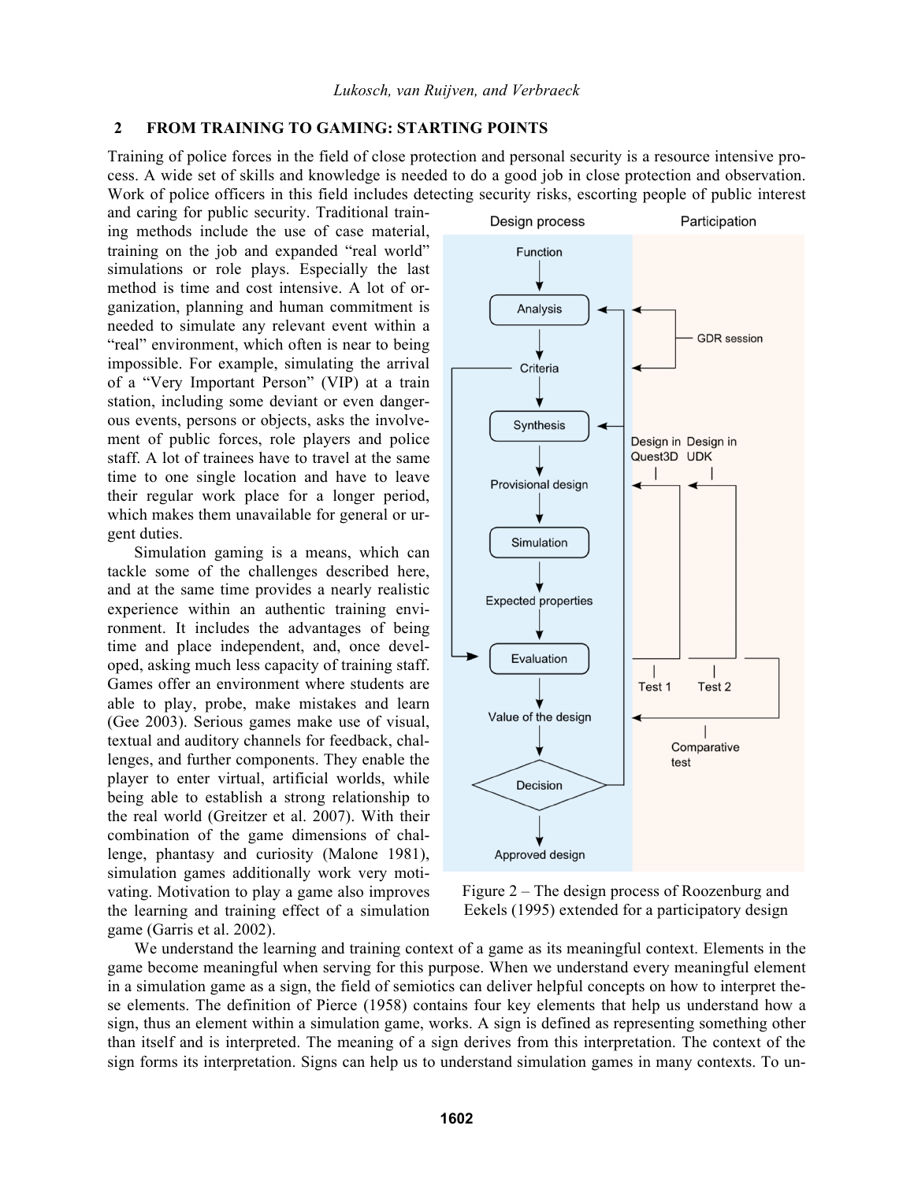## 2 FROM TRAINING TO GAMING: STARTING POINTS

Training of police forces in the field of close protection and personal security is a resource intensive process. A wide set of skills and knowledge is needed to do a good job in close protection and observation. Work of police officers in this field includes detecting security risks, escorting people of public interest and caring for public security. Traditional training methods include the use of case material, training on the job and expanded "real world" simulations or role plays. Especially the last method is time and cost intensive. A lot of organization, planning and human commitment is needed to simulate any relevant event within a "real" environment, which often is near to being impossible. For example, simulating the arrival of a "Very Important Person" (VIP) at a train station, including some deviant or even dangerous events, persons or objects, asks the involvement of public forces, role players and police staff. A lot of trainees have to travel at the same time to one single location and have to leave their regular work place for a longer period, which makes them unavailable for general or urgent duties.

Simulation gaming is a means, which can tackle some of the challenges described here, and at the same time provides a nearly realistic experience within an authentic training environment. It includes the advantages of being time and place independent, and, once developed, asking much less capacity of training staff. Games offer an environment where students are able to play, probe, make mistakes and learn (Gee 2003). Serious games make use of visual, textual and auditory channels for feedback, challenges, and further components. They enable the player to enter virtual, artificial worlds, while being able to establish a strong relationship to the real world (Greitzer et al. 2007). With their combination of the game dimensions of challenge, phantasy and curiosity (Malone 1981), simulation games additionally work very motivating. Motivation to play a game also improves the learning and training effect of a simulation game (Garris et al. 2002).

Figure 2 – The design process of Roozenburg and Eekels (1995) extended for a participatory design

We understand the learning and training context of a game as its meaningful context. Elements in the game become meaningful when serving for this purpose. When we understand every meaningful element in a simulation game as a sign, the field of semiotics can deliver helpful concepts on how to interpret these elements. The definition of Pierce (1958) contains four key elements that help us understand how a sign, thus an element within a simulation game, works. A sign is defined as representing something other than itself and is interpreted. The meaning of a sign derives from this interpretation. The context of the sign forms its interpretation. Signs can help us to understand simulation games in many contexts. To un-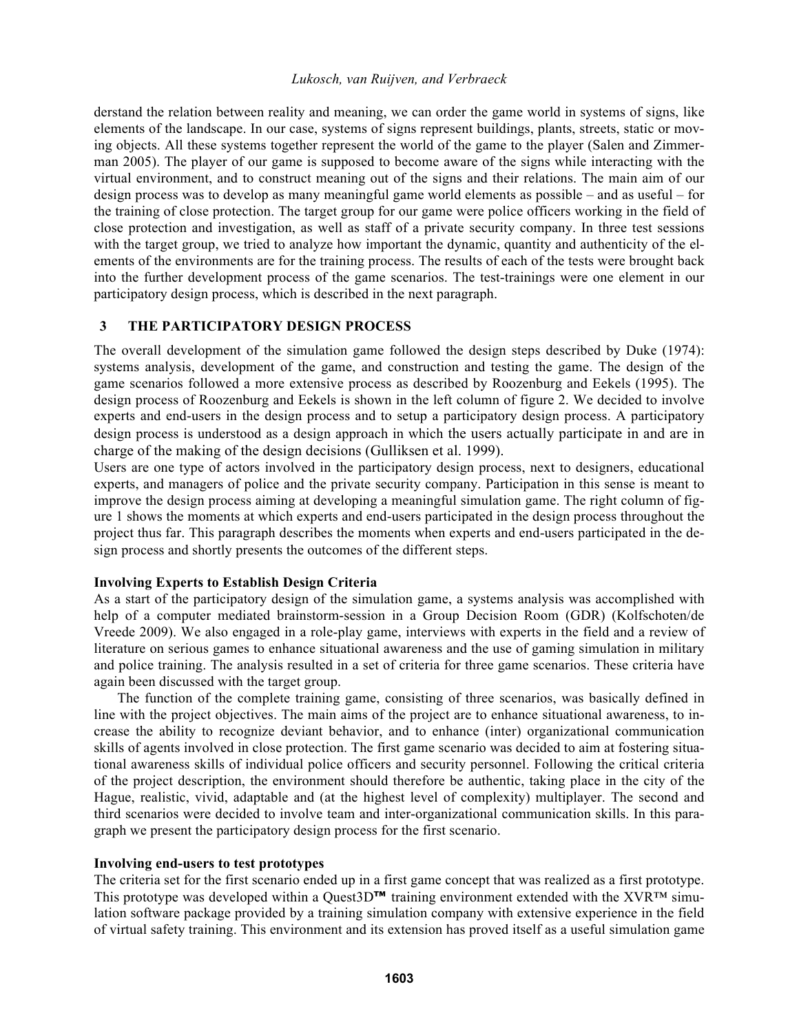derstand the relation between reality and meaning, we can order the game world in systems of signs, like elements of the landscape. In our case, systems of signs represent buildings, plants, streets, static or moving objects. All these systems together represent the world of the game to the player (Salen and Zimmerman 2005). The player of our game is supposed to become aware of the signs while interacting with the virtual environment, and to construct meaning out of the signs and their relations. The main aim of our design process was to develop as many meaningful game world elements as possible – and as useful – for the training of close protection. The target group for our game were police officers working in the field of close protection and investigation, as well as staff of a private security company. In three test sessions with the target group, we tried to analyze how important the dynamic, quantity and authenticity of the elements of the environments are for the training process. The results of each of the tests were brought back into the further development process of the game scenarios. The test-trainings were one element in our participatory design process, which is described in the next paragraph.

## 3 THE PARTICIPATORY DESIGN PROCESS

The overall development of the simulation game followed the design steps described by Duke (1974): systems analysis, development of the game, and construction and testing the game. The design of the game scenarios followed a more extensive process as described by Roozenburg and Eekels (1995). The design process of Roozenburg and Eekels is shown in the left column of figure 2. We decided to involve experts and end-users in the design process and to setup a participatory design process. A participatory design process is understood as a design approach in which the users actually participate in and are in charge of the making of the design decisions (Gulliksen et al. 1999).

Users are one type of actors involved in the participatory design process, next to designers, educational experts, and managers of police and the private security company. Participation in this sense is meant to improve the design process aiming at developing a meaningful simulation game. The right column of figure 1 shows the moments at which experts and end-users participated in the design process throughout the project thus far. This paragraph describes the moments when experts and end-users participated in the design process and shortly presents the outcomes of the different steps.

### Involving Experts to Establish Design Criteria

As a start of the participatory design of the simulation game, a systems analysis was accomplished with help of a computer mediated brainstorm-session in a Group Decision Room (GDR) (Kolfschoten/de Vreede 2009). We also engaged in a role-play game, interviews with experts in the field and a review of literature on serious games to enhance situational awareness and the use of gaming simulation in military and police training. The analysis resulted in a set of criteria for three game scenarios. These criteria have again been discussed with the target group.

The function of the complete training game, consisting of three scenarios, was basically defined in line with the project objectives. The main aims of the project are to enhance situational awareness, to increase the ability to recognize deviant behavior, and to enhance (inter) organizational communication skills of agents involved in close protection. The first game scenario was decided to aim at fostering situational awareness skills of individual police officers and security personnel. Following the critical criteria of the project description, the environment should therefore be authentic, taking place in the city of the Hague, realistic, vivid, adaptable and (at the highest level of complexity) multiplayer. The second and third scenarios were decided to involve team and inter-organizational communication skills. In this paragraph we present the participatory design process for the first scenario.

### Involving end-users to test prototypes

The criteria set for the first scenario ended up in a first game concept that was realized as a first prototype. This prototype was developed within a Quest3D™ training environment extended with the XVR™ simulation software package provided by a training simulation company with extensive experience in the field of virtual safety training. This environment and its extension has proved itself as a useful simulation game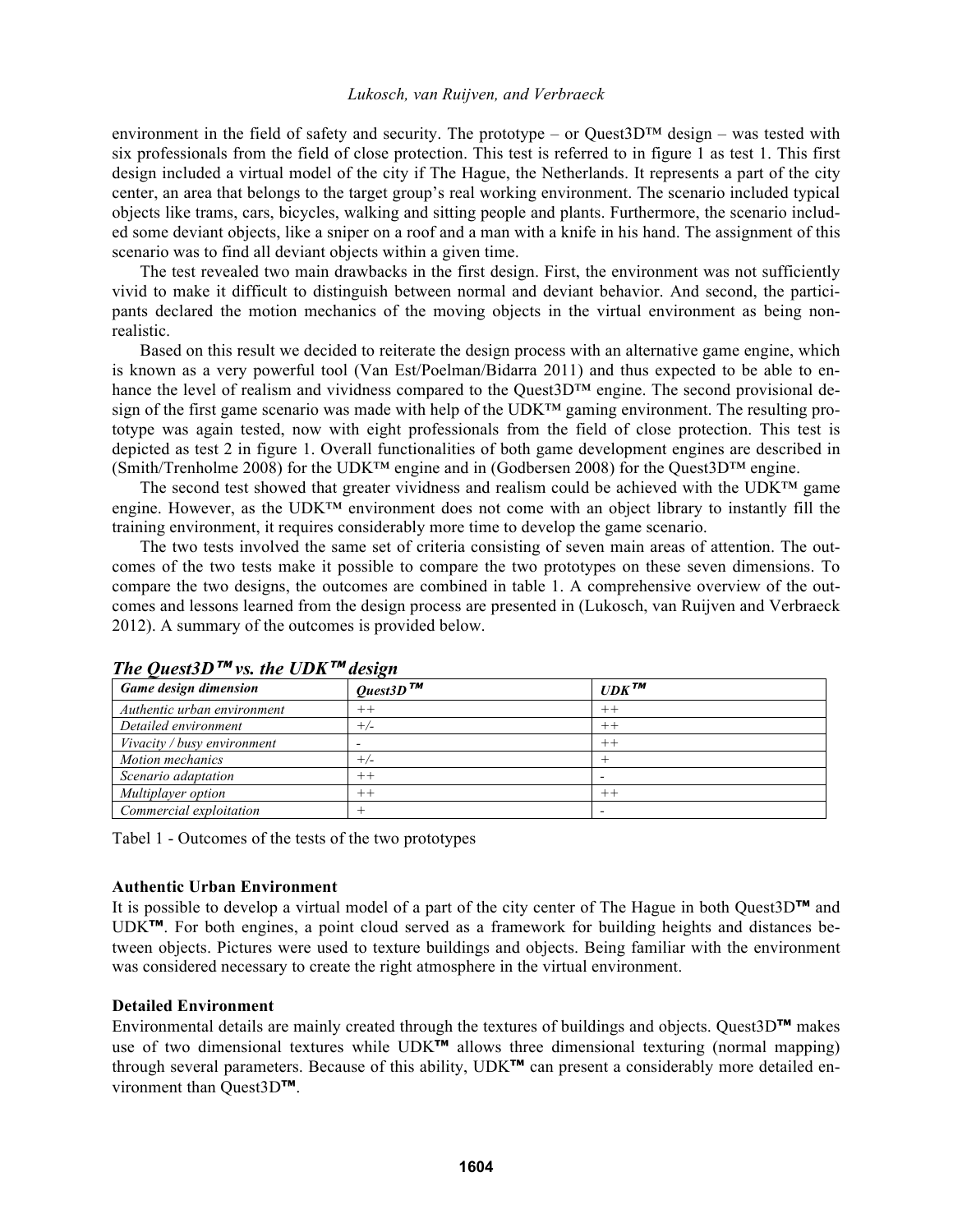environment in the field of safety and security. The prototype – or Quest3D™ design – was tested with six professionals from the field of close protection. This test is referred to in figure 1 as test 1. This first design included a virtual model of the city if The Hague, the Netherlands. It represents a part of the city center, an area that belongs to the target group's real working environment. The scenario included typical objects like trams, cars, bicycles, walking and sitting people and plants. Furthermore, the scenario included some deviant objects, like a sniper on a roof and a man with a knife in his hand. The assignment of this scenario was to find all deviant objects within a given time.

The test revealed two main drawbacks in the first design. First, the environment was not sufficiently vivid to make it difficult to distinguish between normal and deviant behavior. And second, the participants declared the motion mechanics of the moving objects in the virtual environment as being non-realistic.

Based on this result we decided to reiterate the design process with an alternative game engine, which is known as a very powerful tool (Van Est/Poelman/Bidarra 2011) and thus expected to be able to enhance the level of realism and vividness compared to the Quest3D™ engine. The second provisional design of the first game scenario was made with help of the UDK™ gaming environment. The resulting prototype was again tested, now with eight professionals from the field of close protection. This test is depicted as test 2 in figure 1. Overall functionalities of both game development engines are described in (Smith/Trenholme 2008) for the UDK™ engine and in (Godbersen 2008) for the Quest3D™ engine.

The second test showed that greater vividness and realism could be achieved with the UDK™ game engine. However, as the UDK™ environment does not come with an object library to instantly fill the training environment, it requires considerably more time to develop the game scenario.

The two tests involved the same set of criteria consisting of seven main areas of attention. The outcomes of the two tests make it possible to compare the two prototypes on these seven dimensions. To compare the two designs, the outcomes are combined in table 1. A comprehensive overview of the outcomes and lessons learned from the design process are presented in (Lukosch, van Ruijven and Verbraeck 2012). A summary of the outcomes is provided below.

***The Quest3D™ vs. the UDK™ design***

| *Game design dimension* | *Quest3D™* | *UDK™* |
|---|---|---|
| *Authentic urban environment* | ++ | ++ |
| *Detailed environment* | +/- | ++ |
| *Vivacity / busy environment* | - | ++ |
| *Motion mechanics* | +/- | + |
| *Scenario adaptation* | ++ | - |
| *Multiplayer option* | ++ | ++ |
| *Commercial exploitation* | + | - |

Tabel 1 - Outcomes of the tests of the two prototypes

**Authentic Urban Environment**

It is possible to develop a virtual model of a part of the city center of The Hague in both Quest3D™ and UDK™. For both engines, a point cloud served as a framework for building heights and distances between objects. Pictures were used to texture buildings and objects. Being familiar with the environment was considered necessary to create the right atmosphere in the virtual environment.

**Detailed Environment**

Environmental details are mainly created through the textures of buildings and objects. Quest3D™ makes use of two dimensional textures while UDK™ allows three dimensional texturing (normal mapping) through several parameters. Because of this ability, UDK™ can present a considerably more detailed environment than Quest3D™.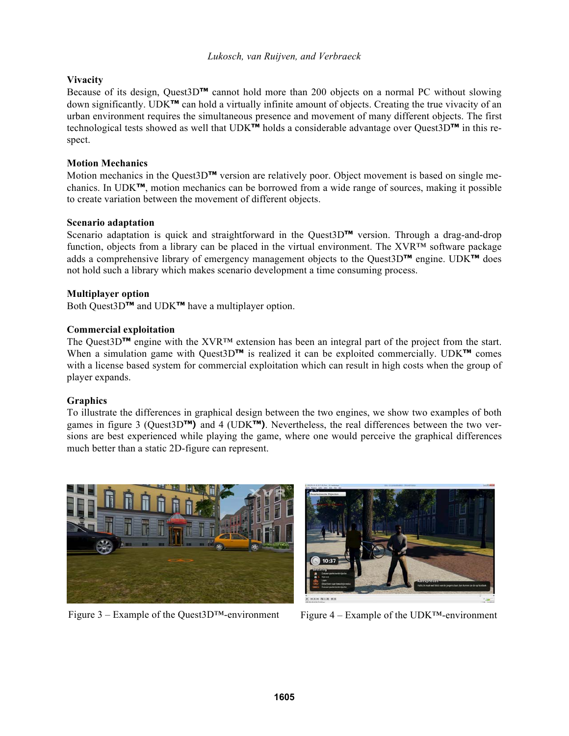**Vivacity**

Because of its design, Quest3D™ cannot hold more than 200 objects on a normal PC without slowing down significantly. UDK™ can hold a virtually infinite amount of objects. Creating the true vivacity of an urban environment requires the simultaneous presence and movement of many different objects. The first technological tests showed as well that UDK™ holds a considerable advantage over Quest3D™ in this respect.

**Motion Mechanics**

Motion mechanics in the Quest3D™ version are relatively poor. Object movement is based on single mechanics. In UDK™, motion mechanics can be borrowed from a wide range of sources, making it possible to create variation between the movement of different objects.

**Scenario adaptation**

Scenario adaptation is quick and straightforward in the Quest3D™ version. Through a drag-and-drop function, objects from a library can be placed in the virtual environment. The XVR™ software package adds a comprehensive library of emergency management objects to the Quest3D™ engine. UDK™ does not hold such a library which makes scenario development a time consuming process.

**Multiplayer option**

Both Quest3D™ and UDK™ have a multiplayer option.

**Commercial exploitation**

The Quest3D™ engine with the XVR™ extension has been an integral part of the project from the start. When a simulation game with Quest3D™ is realized it can be exploited commercially. UDK™ comes with a license based system for commercial exploitation which can result in high costs when the group of player expands.

**Graphics**

To illustrate the differences in graphical design between the two engines, we show two examples of both games in figure 3 (Quest3D™) and 4 (UDK™). Nevertheless, the real differences between the two versions are best experienced while playing the game, where one would perceive the graphical differences much better than a static 2D-figure can represent.

Figure 3 – Example of the Quest3D™-environment

Figure 4 – Example of the UDK™-environment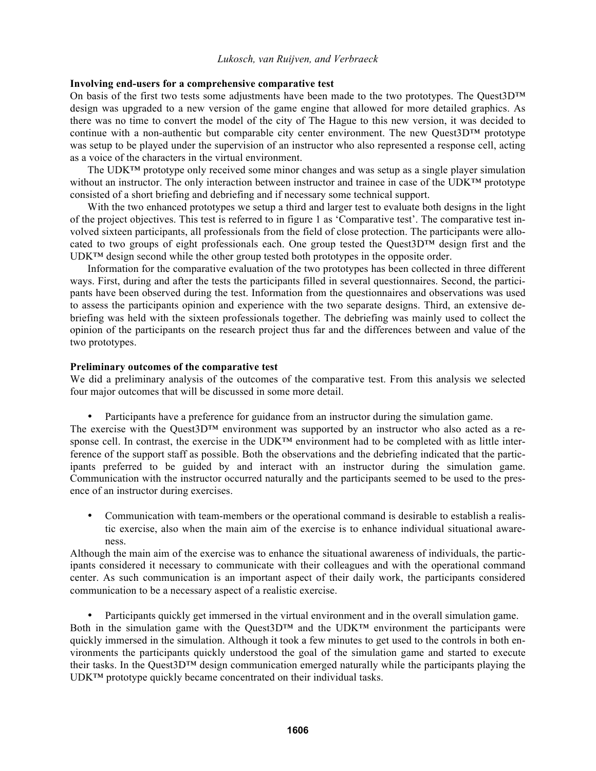**Involving end-users for a comprehensive comparative test**

On basis of the first two tests some adjustments have been made to the two prototypes. The Quest3D™ design was upgraded to a new version of the game engine that allowed for more detailed graphics. As there was no time to convert the model of the city of The Hague to this new version, it was decided to continue with a non-authentic but comparable city center environment. The new Quest3D™ prototype was setup to be played under the supervision of an instructor who also represented a response cell, acting as a voice of the characters in the virtual environment.

The UDK™ prototype only received some minor changes and was setup as a single player simulation without an instructor. The only interaction between instructor and trainee in case of the UDK™ prototype consisted of a short briefing and debriefing and if necessary some technical support.

With the two enhanced prototypes we setup a third and larger test to evaluate both designs in the light of the project objectives. This test is referred to in figure 1 as 'Comparative test'. The comparative test involved sixteen participants, all professionals from the field of close protection. The participants were allocated to two groups of eight professionals each. One group tested the Quest3D™ design first and the UDK™ design second while the other group tested both prototypes in the opposite order.

Information for the comparative evaluation of the two prototypes has been collected in three different ways. First, during and after the tests the participants filled in several questionnaires. Second, the participants have been observed during the test. Information from the questionnaires and observations was used to assess the participants opinion and experience with the two separate designs. Third, an extensive debriefing was held with the sixteen professionals together. The debriefing was mainly used to collect the opinion of the participants on the research project thus far and the differences between and value of the two prototypes.

**Preliminary outcomes of the comparative test**

We did a preliminary analysis of the outcomes of the comparative test. From this analysis we selected four major outcomes that will be discussed in some more detail.

- Participants have a preference for guidance from an instructor during the simulation game.

The exercise with the Quest3D™ environment was supported by an instructor who also acted as a response cell. In contrast, the exercise in the UDK™ environment had to be completed with as little interference of the support staff as possible. Both the observations and the debriefing indicated that the participants preferred to be guided by and interact with an instructor during the simulation game. Communication with the instructor occurred naturally and the participants seemed to be used to the presence of an instructor during exercises.

- Communication with team-members or the operational command is desirable to establish a realistic exercise, also when the main aim of the exercise is to enhance individual situational awareness.

Although the main aim of the exercise was to enhance the situational awareness of individuals, the participants considered it necessary to communicate with their colleagues and with the operational command center. As such communication is an important aspect of their daily work, the participants considered communication to be a necessary aspect of a realistic exercise.

- Participants quickly get immersed in the virtual environment and in the overall simulation game.

Both in the simulation game with the Quest3D™ and the UDK™ environment the participants were quickly immersed in the simulation. Although it took a few minutes to get used to the controls in both environments the participants quickly understood the goal of the simulation game and started to execute their tasks. In the Quest3D™ design communication emerged naturally while the participants playing the UDK™ prototype quickly became concentrated on their individual tasks.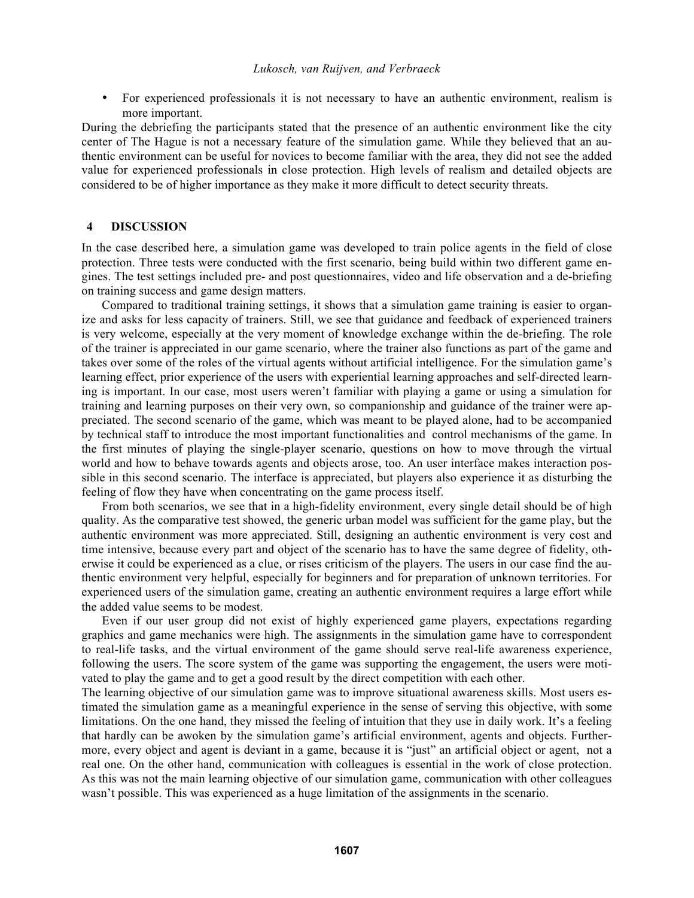- For experienced professionals it is not necessary to have an authentic environment, realism is more important.

During the debriefing the participants stated that the presence of an authentic environment like the city center of The Hague is not a necessary feature of the simulation game. While they believed that an authentic environment can be useful for novices to become familiar with the area, they did not see the added value for experienced professionals in close protection. High levels of realism and detailed objects are considered to be of higher importance as they make it more difficult to detect security threats.

## 4 DISCUSSION

In the case described here, a simulation game was developed to train police agents in the field of close protection. Three tests were conducted with the first scenario, being build within two different game engines. The test settings included pre- and post questionnaires, video and life observation and a de-briefing on training success and game design matters.

Compared to traditional training settings, it shows that a simulation game training is easier to organize and asks for less capacity of trainers. Still, we see that guidance and feedback of experienced trainers is very welcome, especially at the very moment of knowledge exchange within the de-briefing. The role of the trainer is appreciated in our game scenario, where the trainer also functions as part of the game and takes over some of the roles of the virtual agents without artificial intelligence. For the simulation game's learning effect, prior experience of the users with experiential learning approaches and self-directed learning is important. In our case, most users weren't familiar with playing a game or using a simulation for training and learning purposes on their very own, so companionship and guidance of the trainer were appreciated. The second scenario of the game, which was meant to be played alone, had to be accompanied by technical staff to introduce the most important functionalities and control mechanisms of the game. In the first minutes of playing the single-player scenario, questions on how to move through the virtual world and how to behave towards agents and objects arose, too. An user interface makes interaction possible in this second scenario. The interface is appreciated, but players also experience it as disturbing the feeling of flow they have when concentrating on the game process itself.

From both scenarios, we see that in a high-fidelity environment, every single detail should be of high quality. As the comparative test showed, the generic urban model was sufficient for the game play, but the authentic environment was more appreciated. Still, designing an authentic environment is very cost and time intensive, because every part and object of the scenario has to have the same degree of fidelity, otherwise it could be experienced as a clue, or rises criticism of the players. The users in our case find the authentic environment very helpful, especially for beginners and for preparation of unknown territories. For experienced users of the simulation game, creating an authentic environment requires a large effort while the added value seems to be modest.

Even if our user group did not exist of highly experienced game players, expectations regarding graphics and game mechanics were high. The assignments in the simulation game have to correspondent to real-life tasks, and the virtual environment of the game should serve real-life awareness experience, following the users. The score system of the game was supporting the engagement, the users were motivated to play the game and to get a good result by the direct competition with each other.

The learning objective of our simulation game was to improve situational awareness skills. Most users estimated the simulation game as a meaningful experience in the sense of serving this objective, with some limitations. On the one hand, they missed the feeling of intuition that they use in daily work. It's a feeling that hardly can be awoken by the simulation game's artificial environment, agents and objects. Furthermore, every object and agent is deviant in a game, because it is "just" an artificial object or agent, not a real one. On the other hand, communication with colleagues is essential in the work of close protection. As this was not the main learning objective of our simulation game, communication with other colleagues wasn't possible. This was experienced as a huge limitation of the assignments in the scenario.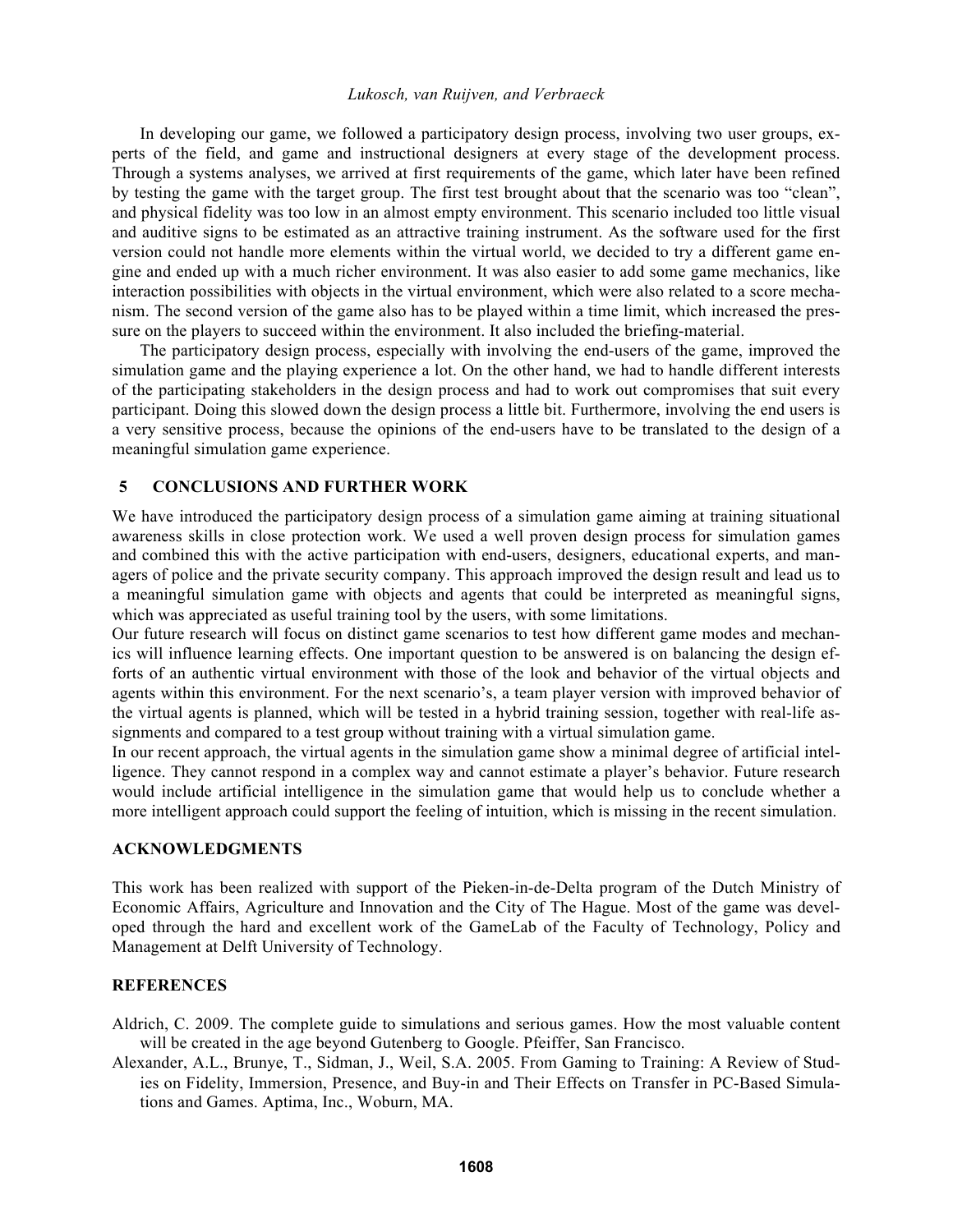In developing our game, we followed a participatory design process, involving two user groups, experts of the field, and game and instructional designers at every stage of the development process. Through a systems analyses, we arrived at first requirements of the game, which later have been refined by testing the game with the target group. The first test brought about that the scenario was too "clean", and physical fidelity was too low in an almost empty environment. This scenario included too little visual and auditive signs to be estimated as an attractive training instrument. As the software used for the first version could not handle more elements within the virtual world, we decided to try a different game engine and ended up with a much richer environment. It was also easier to add some game mechanics, like interaction possibilities with objects in the virtual environment, which were also related to a score mechanism. The second version of the game also has to be played within a time limit, which increased the pressure on the players to succeed within the environment. It also included the briefing-material.

The participatory design process, especially with involving the end-users of the game, improved the simulation game and the playing experience a lot. On the other hand, we had to handle different interests of the participating stakeholders in the design process and had to work out compromises that suit every participant. Doing this slowed down the design process a little bit. Furthermore, involving the end users is a very sensitive process, because the opinions of the end-users have to be translated to the design of a meaningful simulation game experience.

## 5 CONCLUSIONS AND FURTHER WORK

We have introduced the participatory design process of a simulation game aiming at training situational awareness skills in close protection work. We used a well proven design process for simulation games and combined this with the active participation with end-users, designers, educational experts, and managers of police and the private security company. This approach improved the design result and lead us to a meaningful simulation game with objects and agents that could be interpreted as meaningful signs, which was appreciated as useful training tool by the users, with some limitations.

Our future research will focus on distinct game scenarios to test how different game modes and mechanics will influence learning effects. One important question to be answered is on balancing the design efforts of an authentic virtual environment with those of the look and behavior of the virtual objects and agents within this environment. For the next scenario's, a team player version with improved behavior of the virtual agents is planned, which will be tested in a hybrid training session, together with real-life assignments and compared to a test group without training with a virtual simulation game.

In our recent approach, the virtual agents in the simulation game show a minimal degree of artificial intelligence. They cannot respond in a complex way and cannot estimate a player's behavior. Future research would include artificial intelligence in the simulation game that would help us to conclude whether a more intelligent approach could support the feeling of intuition, which is missing in the recent simulation.

## ACKNOWLEDGMENTS

This work has been realized with support of the Pieken-in-de-Delta program of the Dutch Ministry of Economic Affairs, Agriculture and Innovation and the City of The Hague. Most of the game was developed through the hard and excellent work of the GameLab of the Faculty of Technology, Policy and Management at Delft University of Technology.

## REFERENCES

Aldrich, C. 2009. The complete guide to simulations and serious games. How the most valuable content will be created in the age beyond Gutenberg to Google. Pfeiffer, San Francisco.

Alexander, A.L., Brunye, T., Sidman, J., Weil, S.A. 2005. From Gaming to Training: A Review of Studies on Fidelity, Immersion, Presence, and Buy-in and Their Effects on Transfer in PC-Based Simulations and Games. Aptima, Inc., Woburn, MA.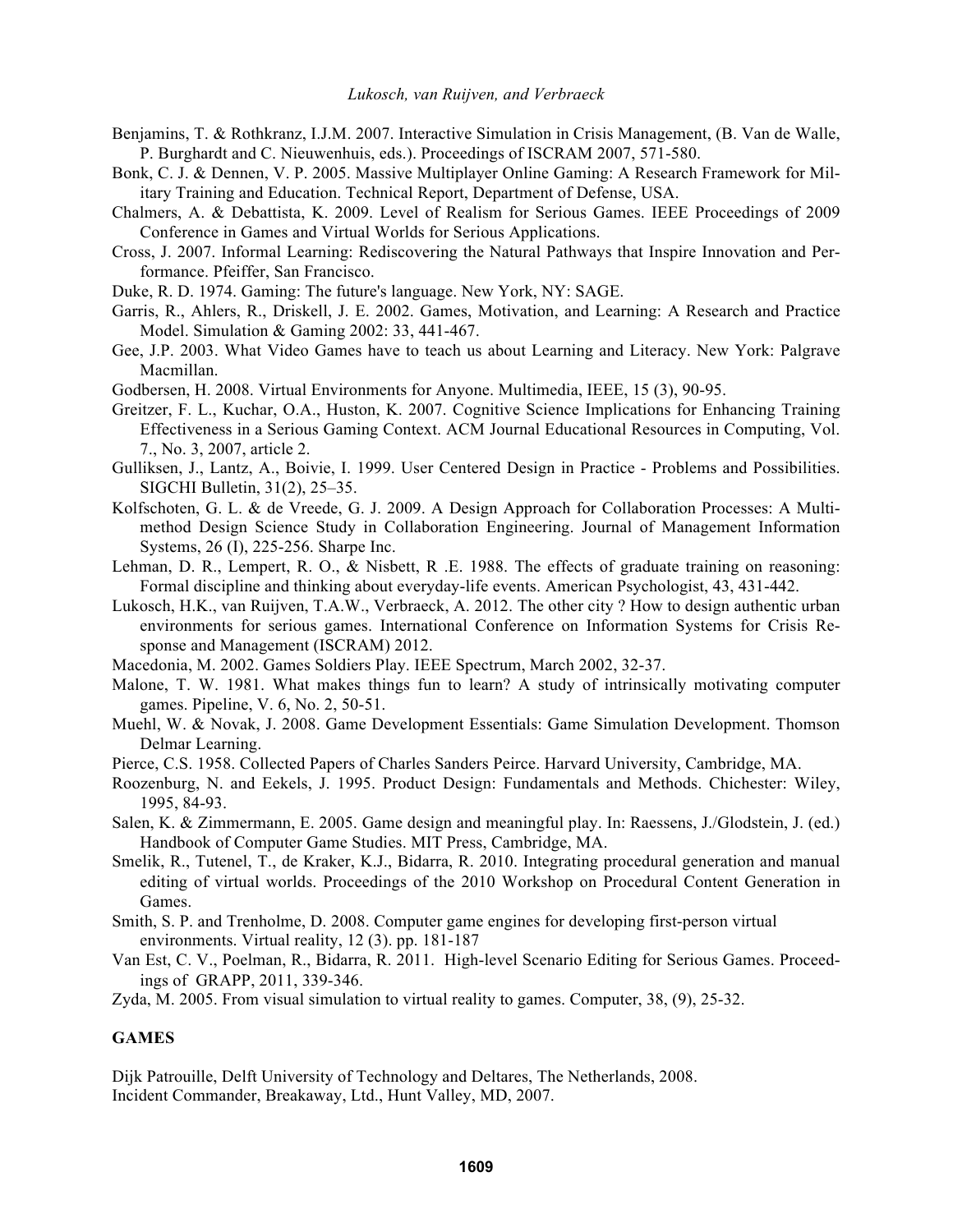Benjamins, T. & Rothkranz, I.J.M. 2007. Interactive Simulation in Crisis Management, (B. Van de Walle, P. Burghardt and C. Nieuwenhuis, eds.). Proceedings of ISCRAM 2007, 571-580.

Bonk, C. J. & Dennen, V. P. 2005. Massive Multiplayer Online Gaming: A Research Framework for Military Training and Education. Technical Report, Department of Defense, USA.

Chalmers, A. & Debattista, K. 2009. Level of Realism for Serious Games. IEEE Proceedings of 2009 Conference in Games and Virtual Worlds for Serious Applications.

Cross, J. 2007. Informal Learning: Rediscovering the Natural Pathways that Inspire Innovation and Performance. Pfeiffer, San Francisco.

Duke, R. D. 1974. Gaming: The future's language. New York, NY: SAGE.

Garris, R., Ahlers, R., Driskell, J. E. 2002. Games, Motivation, and Learning: A Research and Practice Model. Simulation & Gaming 2002: 33, 441-467.

Gee, J.P. 2003. What Video Games have to teach us about Learning and Literacy. New York: Palgrave Macmillan.

Godbersen, H. 2008. Virtual Environments for Anyone. Multimedia, IEEE, 15 (3), 90-95.

Greitzer, F. L., Kuchar, O.A., Huston, K. 2007. Cognitive Science Implications for Enhancing Training Effectiveness in a Serious Gaming Context. ACM Journal Educational Resources in Computing, Vol. 7., No. 3, 2007, article 2.

Gulliksen, J., Lantz, A., Boivie, I. 1999. User Centered Design in Practice - Problems and Possibilities. SIGCHI Bulletin, 31(2), 25–35.

Kolfschoten, G. L. & de Vreede, G. J. 2009. A Design Approach for Collaboration Processes: A Multi-method Design Science Study in Collaboration Engineering. Journal of Management Information Systems, 26 (I), 225-256. Sharpe Inc.

Lehman, D. R., Lempert, R. O., & Nisbett, R .E. 1988. The effects of graduate training on reasoning: Formal discipline and thinking about everyday-life events. American Psychologist, 43, 431-442.

Lukosch, H.K., van Ruijven, T.A.W., Verbraeck, A. 2012. The other city ? How to design authentic urban environments for serious games. International Conference on Information Systems for Crisis Response and Management (ISCRAM) 2012.

Macedonia, M. 2002. Games Soldiers Play. IEEE Spectrum, March 2002, 32-37.

Malone, T. W. 1981. What makes things fun to learn? A study of intrinsically motivating computer games. Pipeline, V. 6, No. 2, 50-51.

Muehl, W. & Novak, J. 2008. Game Development Essentials: Game Simulation Development. Thomson Delmar Learning.

Pierce, C.S. 1958. Collected Papers of Charles Sanders Peirce. Harvard University, Cambridge, MA.

Roozenburg, N. and Eekels, J. 1995. Product Design: Fundamentals and Methods. Chichester: Wiley, 1995, 84-93.

Salen, K. & Zimmermann, E. 2005. Game design and meaningful play. In: Raessens, J./Glodstein, J. (ed.) Handbook of Computer Game Studies. MIT Press, Cambridge, MA.

Smelik, R., Tutenel, T., de Kraker, K.J., Bidarra, R. 2010. Integrating procedural generation and manual editing of virtual worlds. Proceedings of the 2010 Workshop on Procedural Content Generation in Games.

Smith, S. P. and Trenholme, D. 2008. Computer game engines for developing first-person virtual environments. Virtual reality, 12 (3). pp. 181-187

Van Est, C. V., Poelman, R., Bidarra, R. 2011. High-level Scenario Editing for Serious Games. Proceedings of GRAPP, 2011, 339-346.

Zyda, M. 2005. From visual simulation to virtual reality to games. Computer, 38, (9), 25-32.

## GAMES

Dijk Patrouille, Delft University of Technology and Deltares, The Netherlands, 2008.

Incident Commander, Breakaway, Ltd., Hunt Valley, MD, 2007.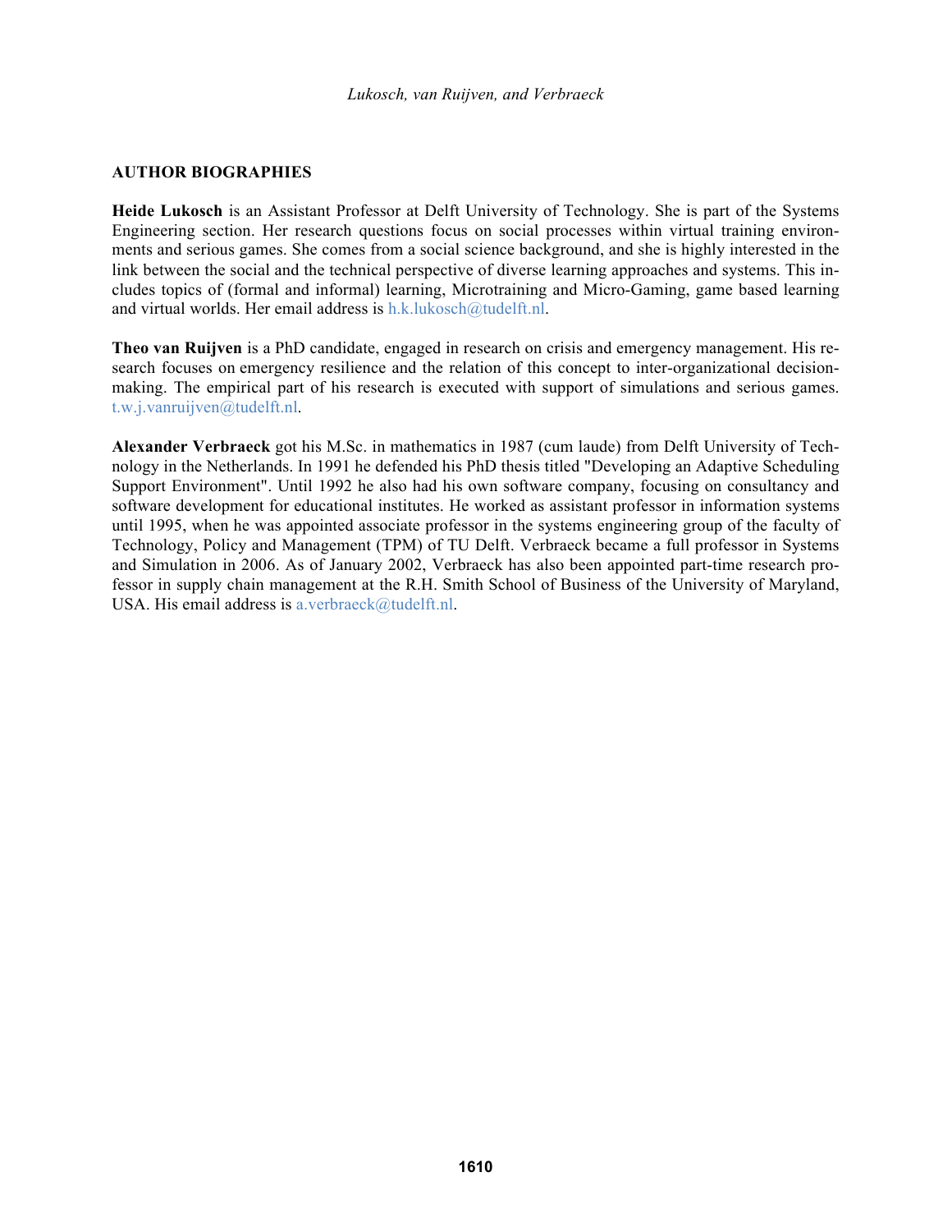## AUTHOR BIOGRAPHIES

**Heide Lukosch** is an Assistant Professor at Delft University of Technology. She is part of the Systems Engineering section. Her research questions focus on social processes within virtual training environments and serious games. She comes from a social science background, and she is highly interested in the link between the social and the technical perspective of diverse learning approaches and systems. This includes topics of (formal and informal) learning, Microtraining and Micro-Gaming, game based learning and virtual worlds. Her email address is h.k.lukosch@tudelft.nl.

**Theo van Ruijven** is a PhD candidate, engaged in research on crisis and emergency management. His research focuses on emergency resilience and the relation of this concept to inter-organizational decision-making. The empirical part of his research is executed with support of simulations and serious games. t.w.j.vanruijven@tudelft.nl.

**Alexander Verbraeck** got his M.Sc. in mathematics in 1987 (cum laude) from Delft University of Technology in the Netherlands. In 1991 he defended his PhD thesis titled "Developing an Adaptive Scheduling Support Environment". Until 1992 he also had his own software company, focusing on consultancy and software development for educational institutes. He worked as assistant professor in information systems until 1995, when he was appointed associate professor in the systems engineering group of the faculty of Technology, Policy and Management (TPM) of TU Delft. Verbraeck became a full professor in Systems and Simulation in 2006. As of January 2002, Verbraeck has also been appointed part-time research professor in supply chain management at the R.H. Smith School of Business of the University of Maryland, USA. His email address is a.verbraeck@tudelft.nl.